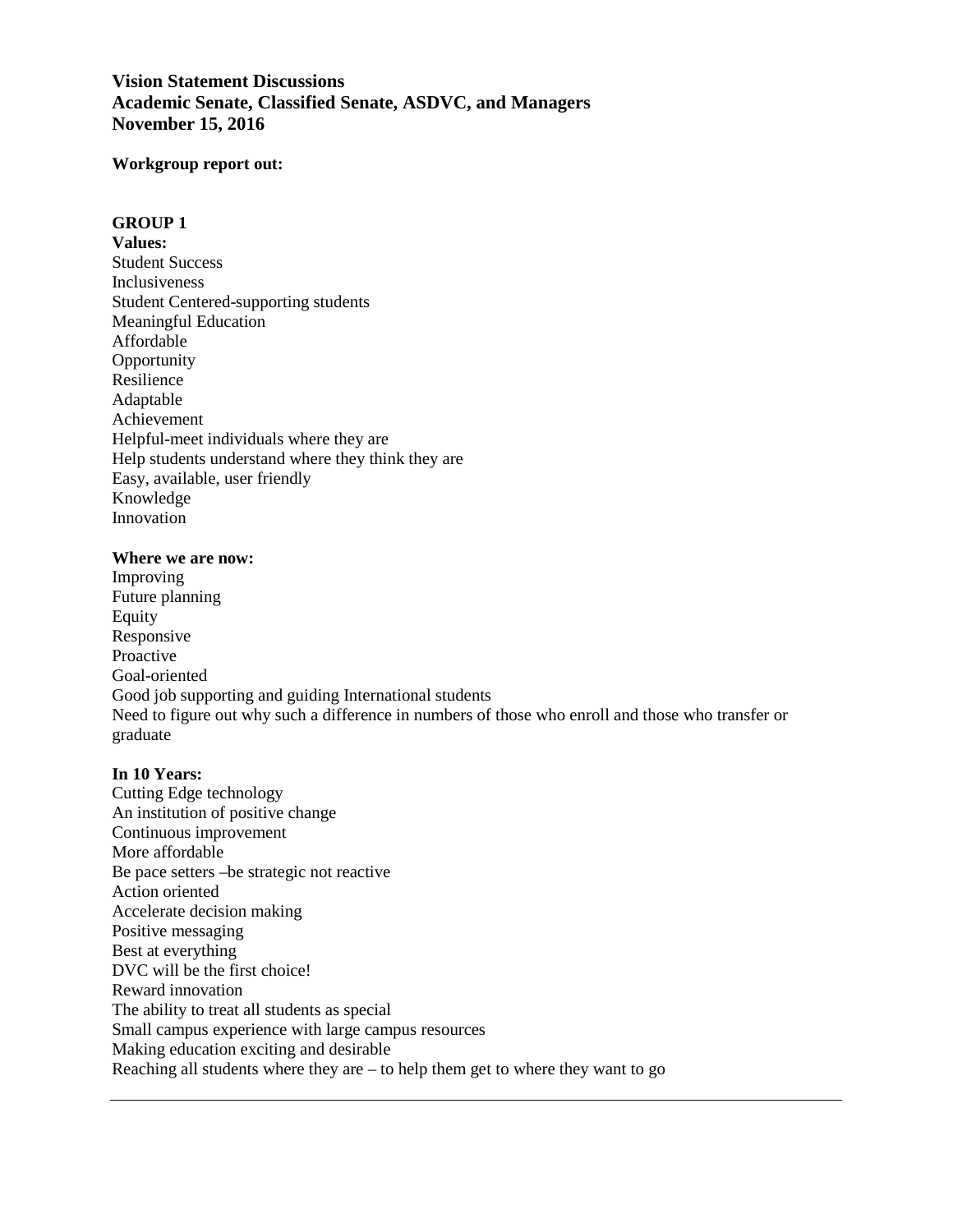**Vision Statement Discussions**
**Academic Senate, Classified Senate, ASDVC, and Managers**
**November 15, 2016**

**Workgroup report out:**

**GROUP 1**

**Values:**

Student Success
Inclusiveness
Student Centered-supporting students
Meaningful Education
Affordable
Opportunity
Resilience
Adaptable
Achievement
Helpful-meet individuals where they are
Help students understand where they think they are
Easy, available, user friendly
Knowledge
Innovation

**Where we are now:**

Improving
Future planning
Equity
Responsive
Proactive
Goal-oriented
Good job supporting and guiding International students
Need to figure out why such a difference in numbers of those who enroll and those who transfer or graduate

**In 10 Years:**

Cutting Edge technology
An institution of positive change
Continuous improvement
More affordable
Be pace setters –be strategic not reactive
Action oriented
Accelerate decision making
Positive messaging
Best at everything
DVC will be the first choice!
Reward innovation
The ability to treat all students as special
Small campus experience with large campus resources
Making education exciting and desirable
Reaching all students where they are – to help them get to where they want to go

---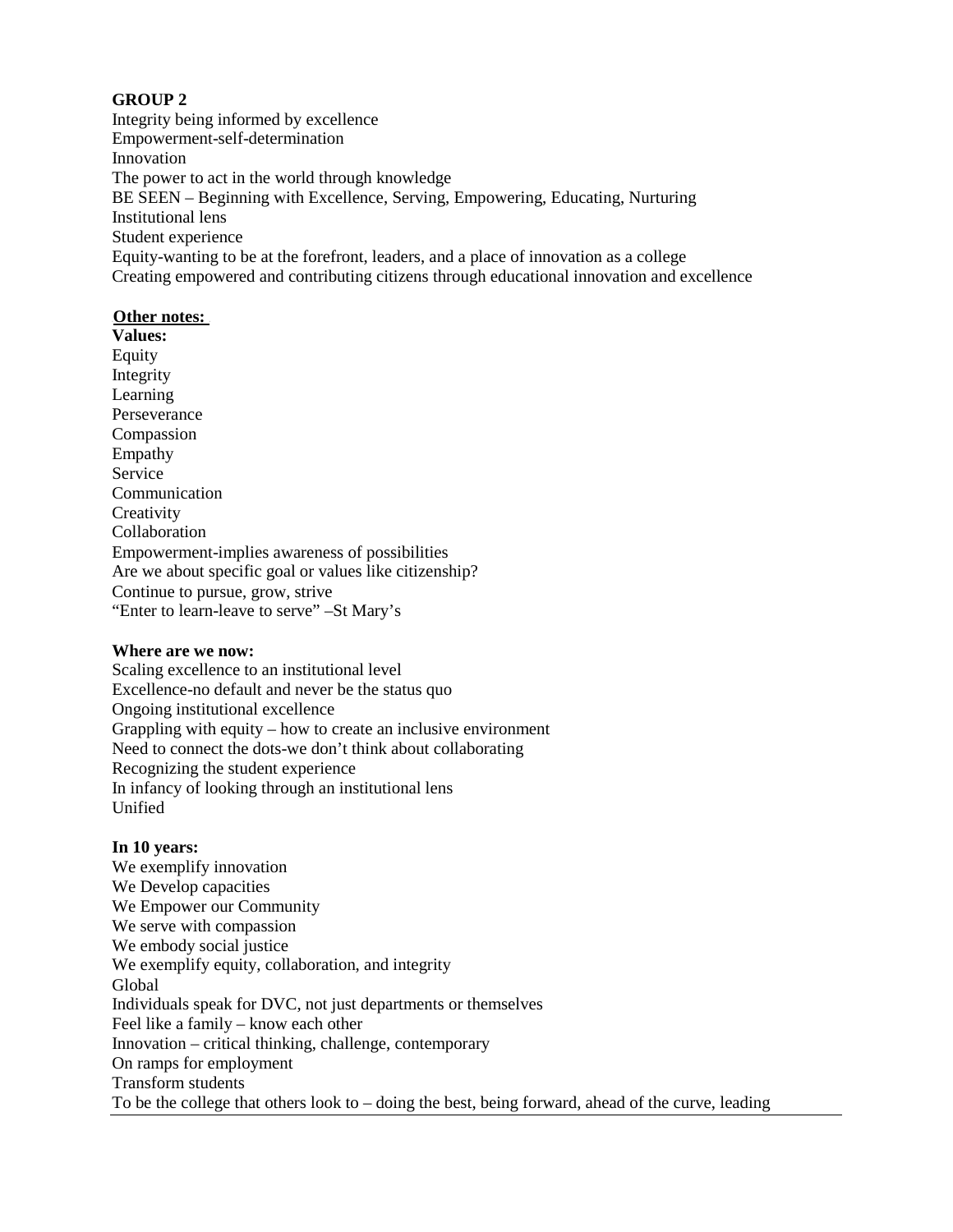**GROUP 2**

Integrity being informed by excellence
Empowerment-self-determination
Innovation
The power to act in the world through knowledge
BE SEEN – Beginning with Excellence, Serving, Empowering, Educating, Nurturing
Institutional lens
Student experience
Equity-wanting to be at the forefront, leaders, and a place of innovation as a college
Creating empowered and contributing citizens through educational innovation and excellence

**<u>Other notes:</u>**

**Values:**

Equity
Integrity
Learning
Perseverance
Compassion
Empathy
Service
Communication
Creativity
Collaboration
Empowerment-implies awareness of possibilities
Are we about specific goal or values like citizenship?
Continue to pursue, grow, strive
"Enter to learn-leave to serve" –St Mary's

**Where are we now:**

Scaling excellence to an institutional level
Excellence-no default and never be the status quo
Ongoing institutional excellence
Grappling with equity – how to create an inclusive environment
Need to connect the dots-we don't think about collaborating
Recognizing the student experience
In infancy of looking through an institutional lens
Unified

**In 10 years:**

We exemplify innovation
We Develop capacities
We Empower our Community
We serve with compassion
We embody social justice
We exemplify equity, collaboration, and integrity
Global
Individuals speak for DVC, not just departments or themselves
Feel like a family – know each other
Innovation – critical thinking, challenge, contemporary
On ramps for employment
Transform students
To be the college that others look to – doing the best, being forward, ahead of the curve, leading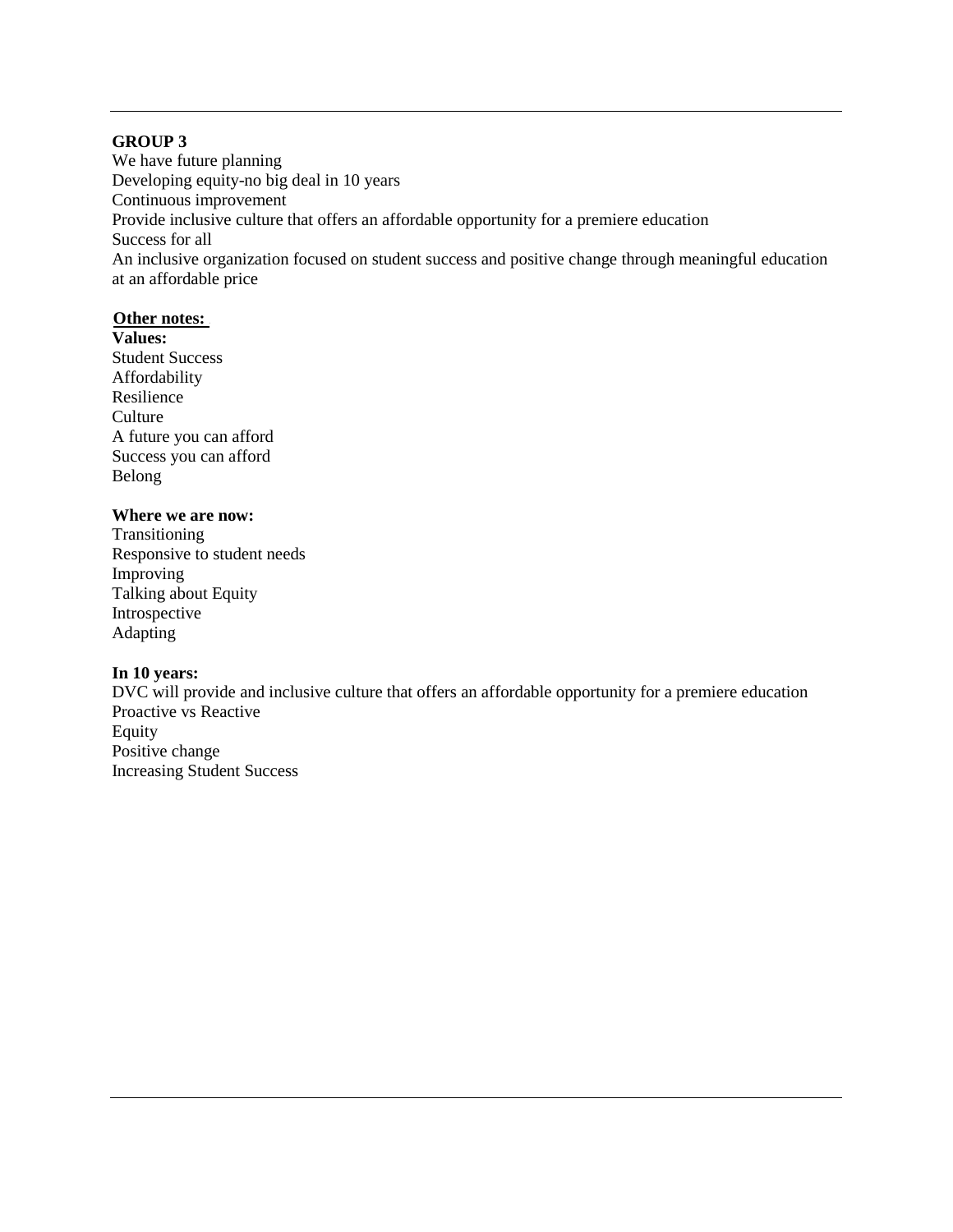**GROUP 3**

We have future planning
Developing equity-no big deal in 10 years
Continuous improvement
Provide inclusive culture that offers an affordable opportunity for a premiere education
Success for all
An inclusive organization focused on student success and positive change through meaningful education at an affordable price

**Other notes:**

**Values:**

Student Success
Affordability
Resilience
Culture
A future you can afford
Success you can afford
Belong

**Where we are now:**

Transitioning
Responsive to student needs
Improving
Talking about Equity
Introspective
Adapting

**In 10 years:**

DVC will provide and inclusive culture that offers an affordable opportunity for a premiere education
Proactive vs Reactive
Equity
Positive change
Increasing Student Success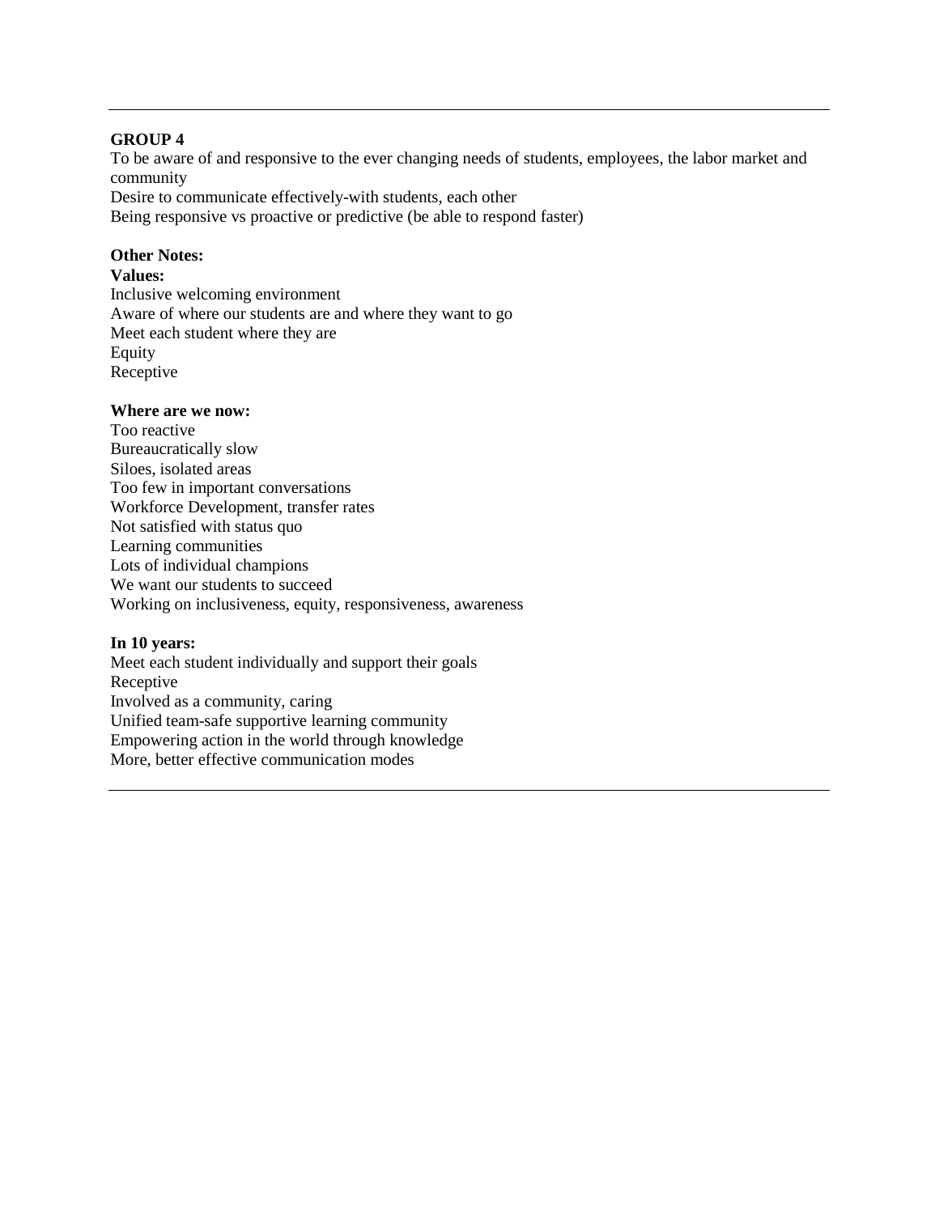---

**GROUP 4**

To be aware of and responsive to the ever changing needs of students, employees, the labor market and community
Desire to communicate effectively-with students, each other
Being responsive vs proactive or predictive (be able to respond faster)

**Other Notes:**

**Values:**

Inclusive welcoming environment
Aware of where our students are and where they want to go
Meet each student where they are
Equity
Receptive

**Where are we now:**

Too reactive
Bureaucratically slow
Siloes, isolated areas
Too few in important conversations
Workforce Development, transfer rates
Not satisfied with status quo
Learning communities
Lots of individual champions
We want our students to succeed
Working on inclusiveness, equity, responsiveness, awareness

**In 10 years:**

Meet each student individually and support their goals
Receptive
Involved as a community, caring
Unified team-safe supportive learning community
Empowering action in the world through knowledge
More, better effective communication modes

---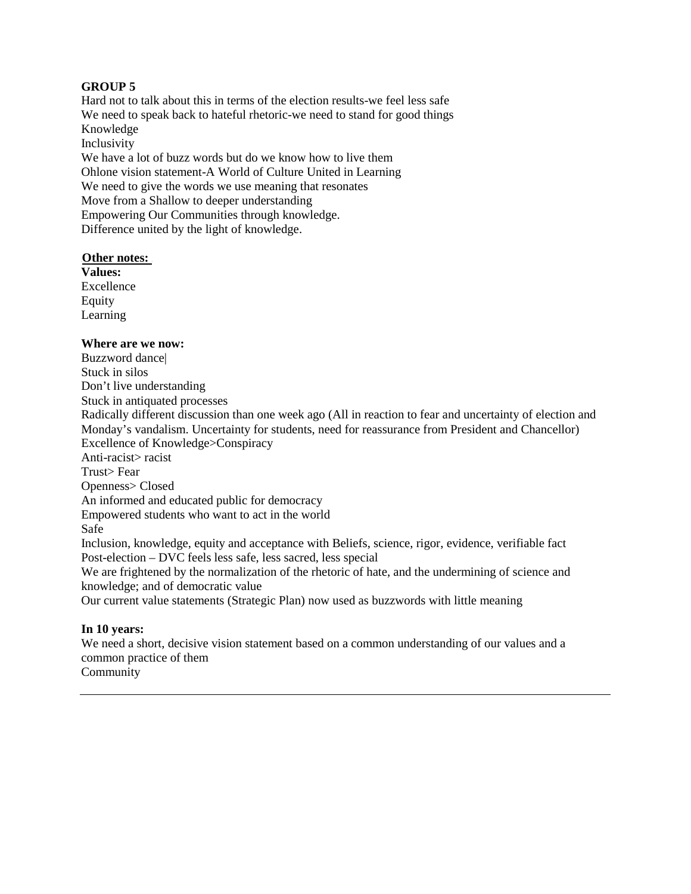**GROUP 5**

Hard not to talk about this in terms of the election results-we feel less safe
We need to speak back to hateful rhetoric-we need to stand for good things
Knowledge
Inclusivity
We have a lot of buzz words but do we know how to live them
Ohlone vision statement-A World of Culture United in Learning
We need to give the words we use meaning that resonates
Move from a Shallow to deeper understanding
Empowering Our Communities through knowledge.
Difference united by the light of knowledge.

**Other notes:**

**Values:**
Excellence
Equity
Learning

**Where are we now:**
Buzzword dance|
Stuck in silos
Don't live understanding
Stuck in antiquated processes
Radically different discussion than one week ago (All in reaction to fear and uncertainty of election and Monday's vandalism. Uncertainty for students, need for reassurance from President and Chancellor)
Excellence of Knowledge>Conspiracy
Anti-racist> racist
Trust> Fear
Openness> Closed
An informed and educated public for democracy
Empowered students who want to act in the world
Safe
Inclusion, knowledge, equity and acceptance with Beliefs, science, rigor, evidence, verifiable fact
Post-election – DVC feels less safe, less sacred, less special
We are frightened by the normalization of the rhetoric of hate, and the undermining of science and knowledge; and of democratic value
Our current value statements (Strategic Plan) now used as buzzwords with little meaning

**In 10 years:**
We need a short, decisive vision statement based on a common understanding of our values and a common practice of them
Community

---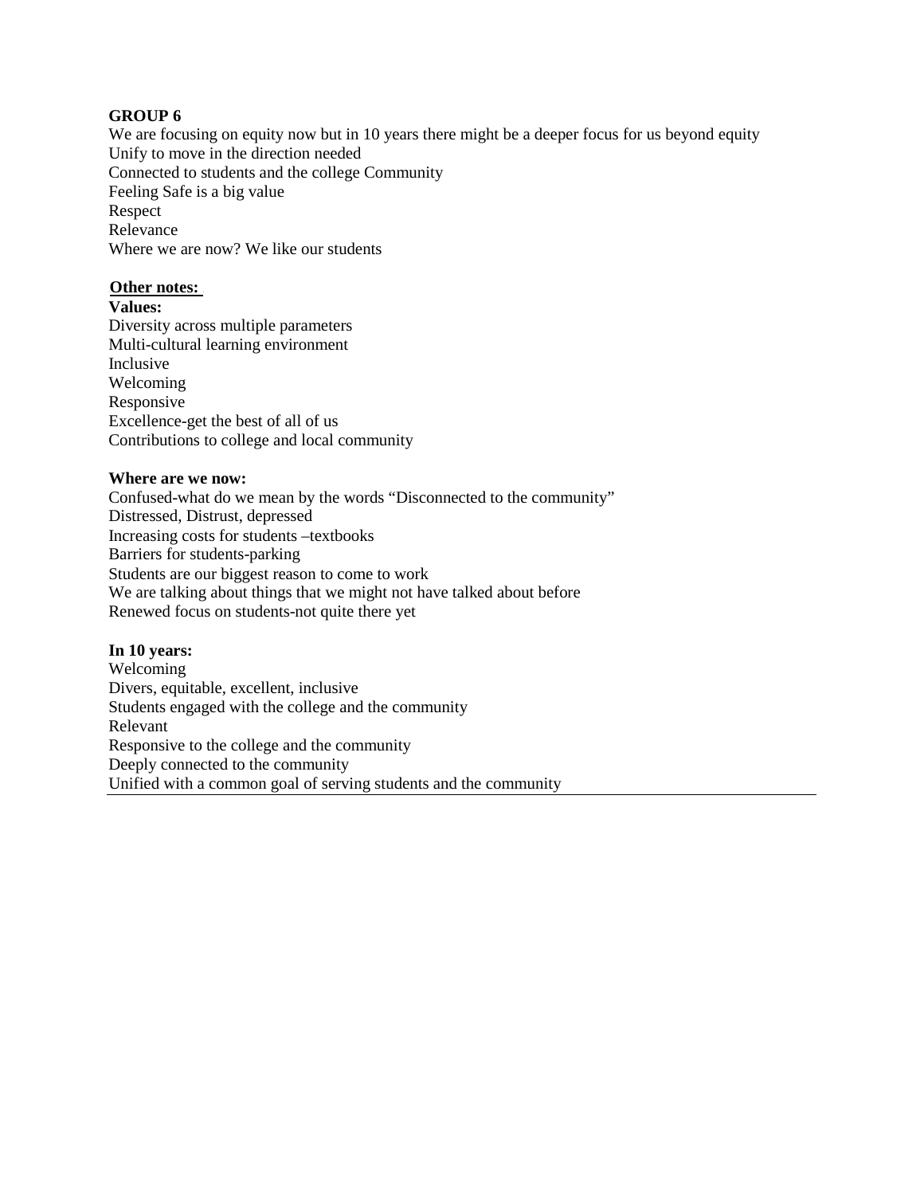**GROUP 6**

We are focusing on equity now but in 10 years there might be a deeper focus for us beyond equity
Unify to move in the direction needed
Connected to students and the college Community
Feeling Safe is a big value
Respect
Relevance
Where we are now? We like our students

**Other notes:**

**Values:**

Diversity across multiple parameters
Multi-cultural learning environment
Inclusive
Welcoming
Responsive
Excellence-get the best of all of us
Contributions to college and local community

**Where are we now:**

Confused-what do we mean by the words "Disconnected to the community"
Distressed, Distrust, depressed
Increasing costs for students –textbooks
Barriers for students-parking
Students are our biggest reason to come to work
We are talking about things that we might not have talked about before
Renewed focus on students-not quite there yet

**In 10 years:**

Welcoming
Divers, equitable, excellent, inclusive
Students engaged with the college and the community
Relevant
Responsive to the college and the community
Deeply connected to the community
Unified with a common goal of serving students and the community